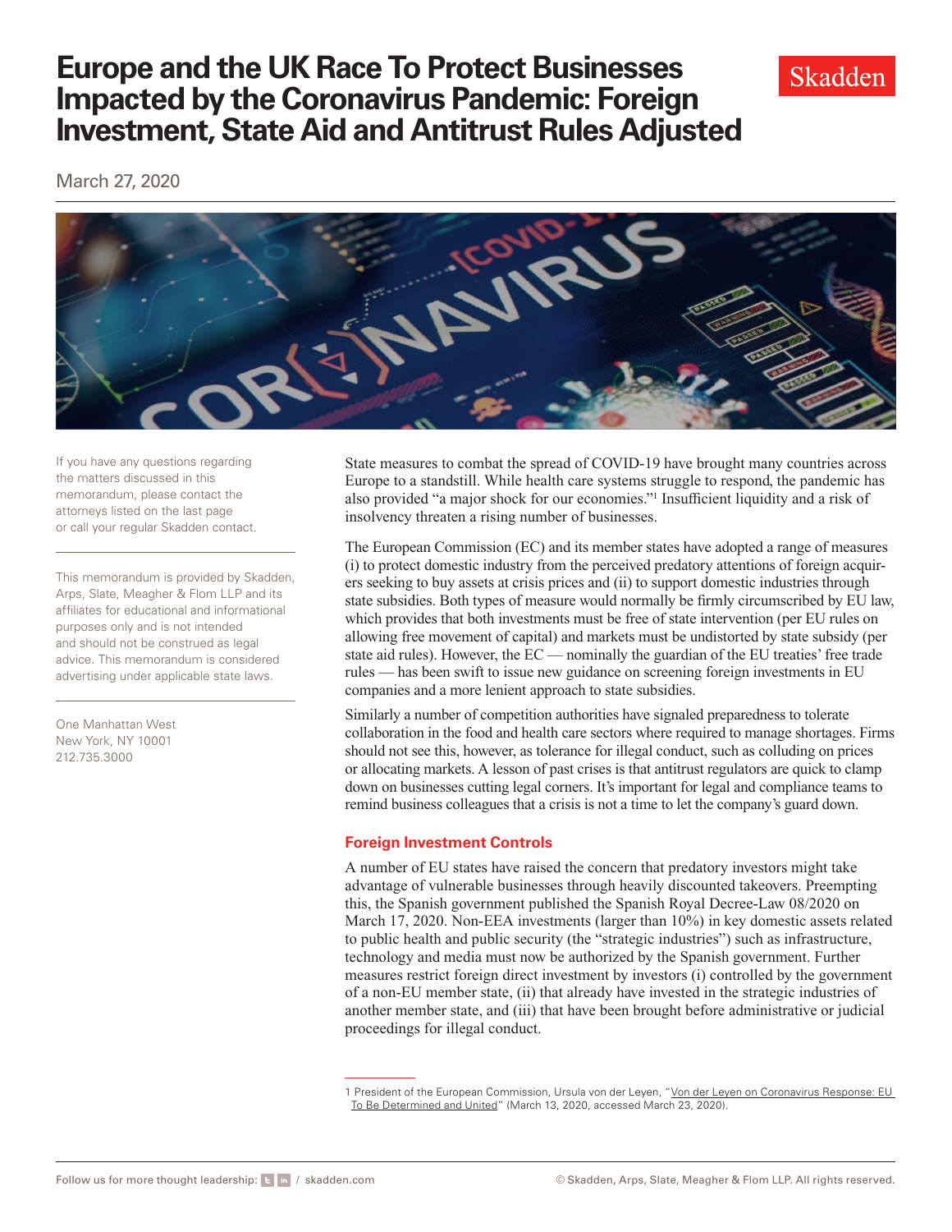# Europe and the UK Race To Protect Businesses Impacted by the Coronavirus Pandemic: Foreign Investment, State Aid and Antitrust Rules Adjusted

March 27, 2020

If you have any questions regarding the matters discussed in this memorandum, please contact the attorneys listed on the last page or call your regular Skadden contact.

This memorandum is provided by Skadden, Arps, Slate, Meagher & Flom LLP and its affiliates for educational and informational purposes only and is not intended and should not be construed as legal advice. This memorandum is considered advertising under applicable state laws.

One Manhattan West
New York, NY 10001
212.735.3000

State measures to combat the spread of COVID-19 have brought many countries across Europe to a standstill. While health care systems struggle to respond, the pandemic has also provided "a major shock for our economies."[1] Insufficient liquidity and a risk of insolvency threaten a rising number of businesses.

The European Commission (EC) and its member states have adopted a range of measures (i) to protect domestic industry from the perceived predatory attentions of foreign acquirers seeking to buy assets at crisis prices and (ii) to support domestic industries through state subsidies. Both types of measure would normally be firmly circumscribed by EU law, which provides that both investments must be free of state intervention (per EU rules on allowing free movement of capital) and markets must be undistorted by state subsidy (per state aid rules). However, the EC — nominally the guardian of the EU treaties' free trade rules — has been swift to issue new guidance on screening foreign investments in EU companies and a more lenient approach to state subsidies.

Similarly a number of competition authorities have signaled preparedness to tolerate collaboration in the food and health care sectors where required to manage shortages. Firms should not see this, however, as tolerance for illegal conduct, such as colluding on prices or allocating markets. A lesson of past crises is that antitrust regulators are quick to clamp down on businesses cutting legal corners. It's important for legal and compliance teams to remind business colleagues that a crisis is not a time to let the company's guard down.

## Foreign Investment Controls

A number of EU states have raised the concern that predatory investors might take advantage of vulnerable businesses through heavily discounted takeovers. Preempting this, the Spanish government published the Spanish Royal Decree-Law 08/2020 on March 17, 2020. Non-EEA investments (larger than 10%) in key domestic assets related to public health and public security (the "strategic industries") such as infrastructure, technology and media must now be authorized by the Spanish government. Further measures restrict foreign direct investment by investors (i) controlled by the government of a non-EU member state, (ii) that already have invested in the strategic industries of another member state, and (iii) that have been brought before administrative or judicial proceedings for illegal conduct.

1 President of the European Commission, Ursula von der Leyen, "Von der Leyen on Coronavirus Response: EU To Be Determined and United" (March 13, 2020, accessed March 23, 2020).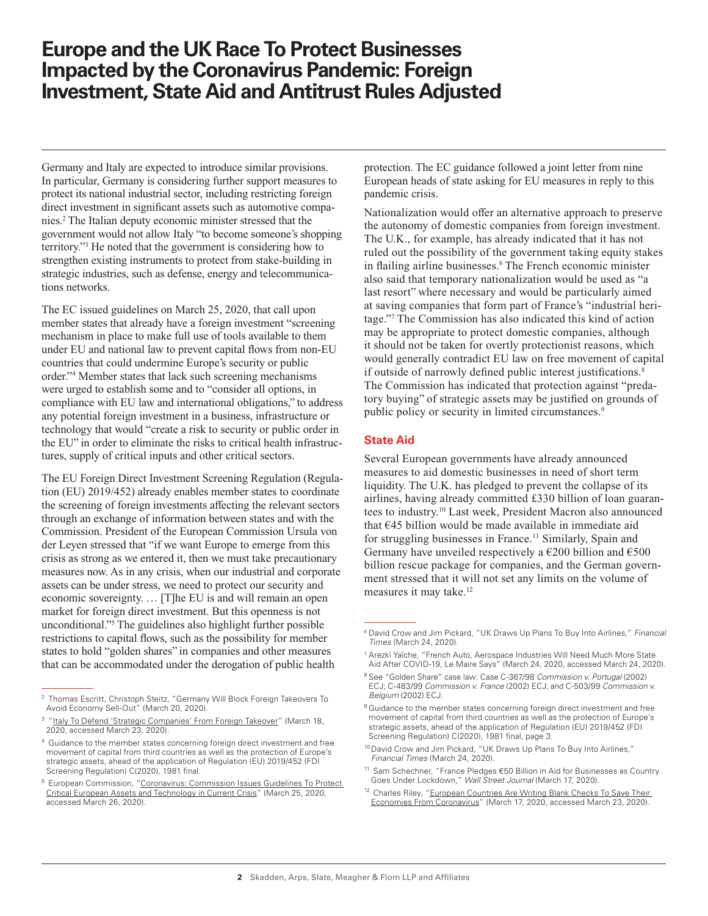Germany and Italy are expected to introduce similar provisions. In particular, Germany is considering further support measures to protect its national industrial sector, including restricting foreign direct investment in significant assets such as automotive companies.[2] The Italian deputy economic minister stressed that the government would not allow Italy "to become someone's shopping territory."[3] He noted that the government is considering how to strengthen existing instruments to protect from stake-building in strategic industries, such as defense, energy and telecommunications networks.

The EC issued guidelines on March 25, 2020, that call upon member states that already have a foreign investment "screening mechanism in place to make full use of tools available to them under EU and national law to prevent capital flows from non-EU countries that could undermine Europe's security or public order."[4] Member states that lack such screening mechanisms were urged to establish some and to "consider all options, in compliance with EU law and international obligations," to address any potential foreign investment in a business, infrastructure or technology that would "create a risk to security or public order in the EU" in order to eliminate the risks to critical health infrastructures, supply of critical inputs and other critical sectors.

The EU Foreign Direct Investment Screening Regulation (Regulation (EU) 2019/452) already enables member states to coordinate the screening of foreign investments affecting the relevant sectors through an exchange of information between states and with the Commission. President of the European Commission Ursula von der Leyen stressed that "if we want Europe to emerge from this crisis as strong as we entered it, then we must take precautionary measures now. As in any crisis, when our industrial and corporate assets can be under stress, we need to protect our security and economic sovereignty. … [T]he EU is and will remain an open market for foreign direct investment. But this openness is not unconditional."[5] The guidelines also highlight further possible restrictions to capital flows, such as the possibility for member states to hold "golden shares" in companies and other measures that can be accommodated under the derogation of public health protection. The EC guidance followed a joint letter from nine European heads of state asking for EU measures in reply to this pandemic crisis.

Nationalization would offer an alternative approach to preserve the autonomy of domestic companies from foreign investment. The U.K., for example, has already indicated that it has not ruled out the possibility of the government taking equity stakes in flailing airline businesses.[6] The French economic minister also said that temporary nationalization would be used as "a last resort" where necessary and would be particularly aimed at saving companies that form part of France's "industrial heritage."[7] The Commission has also indicated this kind of action may be appropriate to protect domestic companies, although it should not be taken for overtly protectionist reasons, which would generally contradict EU law on free movement of capital if outside of narrowly defined public interest justifications.[8] The Commission has indicated that protection against "predatory buying" of strategic assets may be justified on grounds of public policy or security in limited circumstances.[9]

## State Aid

Several European governments have already announced measures to aid domestic businesses in need of short term liquidity. The U.K. has pledged to prevent the collapse of its airlines, having already committed £330 billion of loan guarantees to industry.[10] Last week, President Macron also announced that €45 billion would be made available in immediate aid for struggling businesses in France.[11] Similarly, Spain and Germany have unveiled respectively a €200 billion and €500 billion rescue package for companies, and the German government stressed that it will not set any limits on the volume of measures it may take.[12]

---

[2] Thomas Escritt, Christoph Steitz, "Germany Will Block Foreign Takeovers To Avoid Economy Sell-Out" (March 20, 2020).

[3] "Italy To Defend 'Strategic Companies' From Foreign Takeover" (March 18, 2020, accessed March 23, 2020).

[4] Guidance to the member states concerning foreign direct investment and free movement of capital from third countries as well as the protection of Europe's strategic assets, ahead of the application of Regulation (EU) 2019/452 (FDI Screening Regulation) C(2020), 1981 final.

[5] European Commission, "Coronavirus: Commission Issues Guidelines To Protect Critical European Assets and Technology in Current Crisis" (March 25, 2020, accessed March 26, 2020).

[6] David Crow and Jim Pickard, "UK Draws Up Plans To Buy Into Airlines," *Financial Times* (March 24, 2020).

[7] Arezki Yaïche, "French Auto, Aerospace Industries Will Need Much More State Aid After COVID-19, Le Maire Says" (March 24, 2020, accessed March 24, 2020).

[8] See "Golden Share" case law: Case C-367/98 *Commission v. Portugal* (2002) ECJ; C-483/99 *Commission v. France* (2002) ECJ; and C-503/99 *Commission v. Belgium* (2002) ECJ.

[9] Guidance to the member states concerning foreign direct investment and free movement of capital from third countries as well as the protection of Europe's strategic assets, ahead of the application of Regulation (EU) 2019/452 (FDI Screening Regulation) C(2020), 1981 final, page 3.

[10] David Crow and Jim Pickard, "UK Draws Up Plans To Buy Into Airlines," *Financial Times* (March 24, 2020).

[11] Sam Schechner, "France Pledges €50 Billion in Aid for Businesses as Country Goes Under Lockdown," *Wall Street Journal* (March 17, 2020).

[12] Charles Riley, "European Countries Are Writing Blank Checks To Save Their Economies From Coronavirus" (March 17, 2020, accessed March 23, 2020).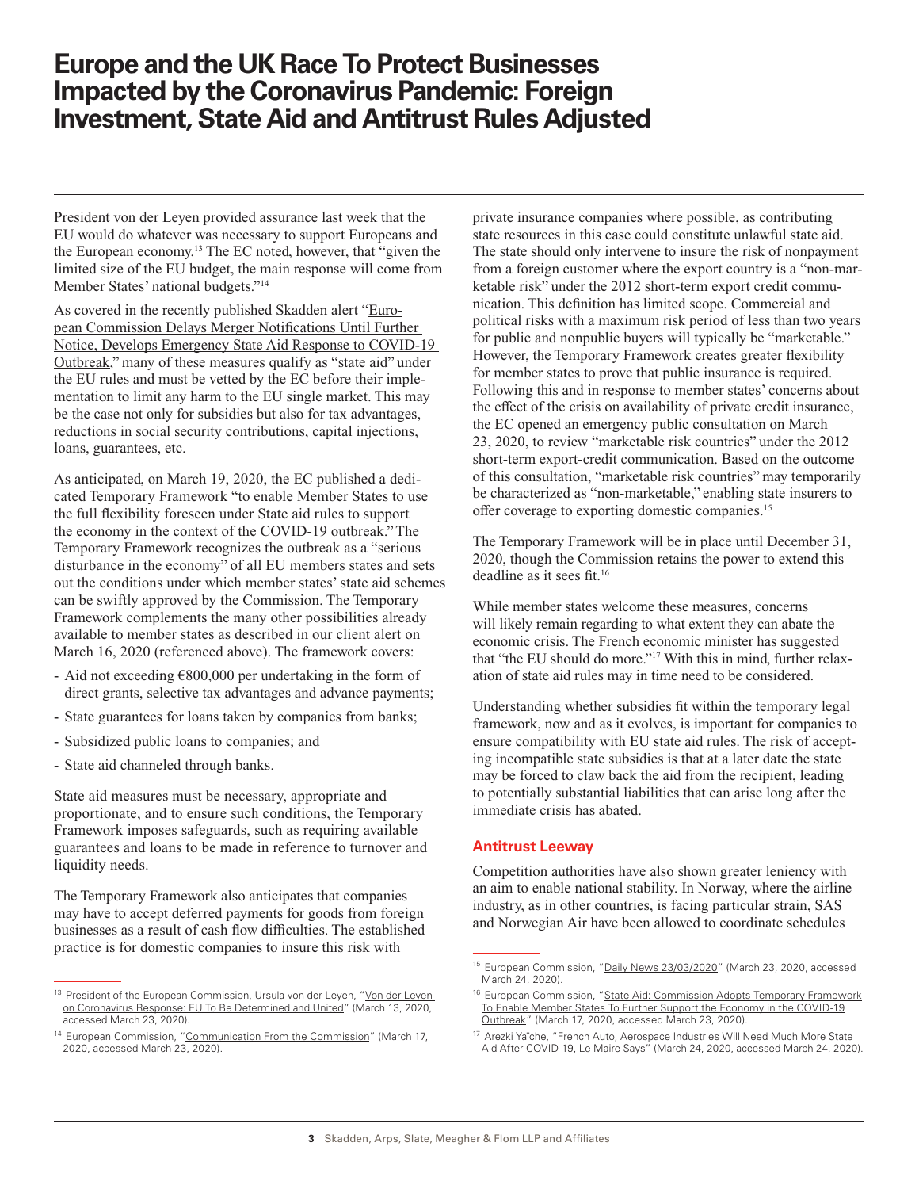# Europe and the UK Race To Protect Businesses Impacted by the Coronavirus Pandemic: Foreign Investment, State Aid and Antitrust Rules Adjusted

President von der Leyen provided assurance last week that the EU would do whatever was necessary to support Europeans and the European economy.[13] The EC noted, however, that "given the limited size of the EU budget, the main response will come from Member States' national budgets."[14]

As covered in the recently published Skadden alert "European Commission Delays Merger Notifications Until Further Notice, Develops Emergency State Aid Response to COVID-19 Outbreak," many of these measures qualify as "state aid" under the EU rules and must be vetted by the EC before their implementation to limit any harm to the EU single market. This may be the case not only for subsidies but also for tax advantages, reductions in social security contributions, capital injections, loans, guarantees, etc.

As anticipated, on March 19, 2020, the EC published a dedicated Temporary Framework "to enable Member States to use the full flexibility foreseen under State aid rules to support the economy in the context of the COVID-19 outbreak." The Temporary Framework recognizes the outbreak as a "serious disturbance in the economy" of all EU members states and sets out the conditions under which member states' state aid schemes can be swiftly approved by the Commission. The Temporary Framework complements the many other possibilities already available to member states as described in our client alert on March 16, 2020 (referenced above). The framework covers:

- Aid not exceeding €800,000 per undertaking in the form of direct grants, selective tax advantages and advance payments;
- State guarantees for loans taken by companies from banks;
- Subsidized public loans to companies; and
- State aid channeled through banks.

State aid measures must be necessary, appropriate and proportionate, and to ensure such conditions, the Temporary Framework imposes safeguards, such as requiring available guarantees and loans to be made in reference to turnover and liquidity needs.

The Temporary Framework also anticipates that companies may have to accept deferred payments for goods from foreign businesses as a result of cash flow difficulties. The established practice is for domestic companies to insure this risk with private insurance companies where possible, as contributing state resources in this case could constitute unlawful state aid. The state should only intervene to insure the risk of nonpayment from a foreign customer where the export country is a "non-marketable risk" under the 2012 short-term export credit communication. This definition has limited scope. Commercial and political risks with a maximum risk period of less than two years for public and nonpublic buyers will typically be "marketable." However, the Temporary Framework creates greater flexibility for member states to prove that public insurance is required. Following this and in response to member states' concerns about the effect of the crisis on availability of private credit insurance, the EC opened an emergency public consultation on March 23, 2020, to review "marketable risk countries" under the 2012 short-term export-credit communication. Based on the outcome of this consultation, "marketable risk countries" may temporarily be characterized as "non-marketable," enabling state insurers to offer coverage to exporting domestic companies.[15]

The Temporary Framework will be in place until December 31, 2020, though the Commission retains the power to extend this deadline as it sees fit.[16]

While member states welcome these measures, concerns will likely remain regarding to what extent they can abate the economic crisis. The French economic minister has suggested that "the EU should do more."[17] With this in mind, further relaxation of state aid rules may in time need to be considered.

Understanding whether subsidies fit within the temporary legal framework, now and as it evolves, is important for companies to ensure compatibility with EU state aid rules. The risk of accepting incompatible state subsidies is that at a later date the state may be forced to claw back the aid from the recipient, leading to potentially substantial liabilities that can arise long after the immediate crisis has abated.

## Antitrust Leeway

Competition authorities have also shown greater leniency with an aim to enable national stability. In Norway, where the airline industry, as in other countries, is facing particular strain, SAS and Norwegian Air have been allowed to coordinate schedules

---

[13] President of the European Commission, Ursula von der Leyen, "Von der Leyen on Coronavirus Response: EU To Be Determined and United" (March 13, 2020, accessed March 23, 2020).

[14] European Commission, "Communication From the Commission" (March 17, 2020, accessed March 23, 2020).

[15] European Commission, "Daily News 23/03/2020" (March 23, 2020, accessed March 24, 2020).

[16] European Commission, "State Aid: Commission Adopts Temporary Framework To Enable Member States To Further Support the Economy in the COVID-19 Outbreak" (March 17, 2020, accessed March 23, 2020).

[17] Arezki Yaïche, "French Auto, Aerospace Industries Will Need Much More State Aid After COVID-19, Le Maire Says" (March 24, 2020, accessed March 24, 2020).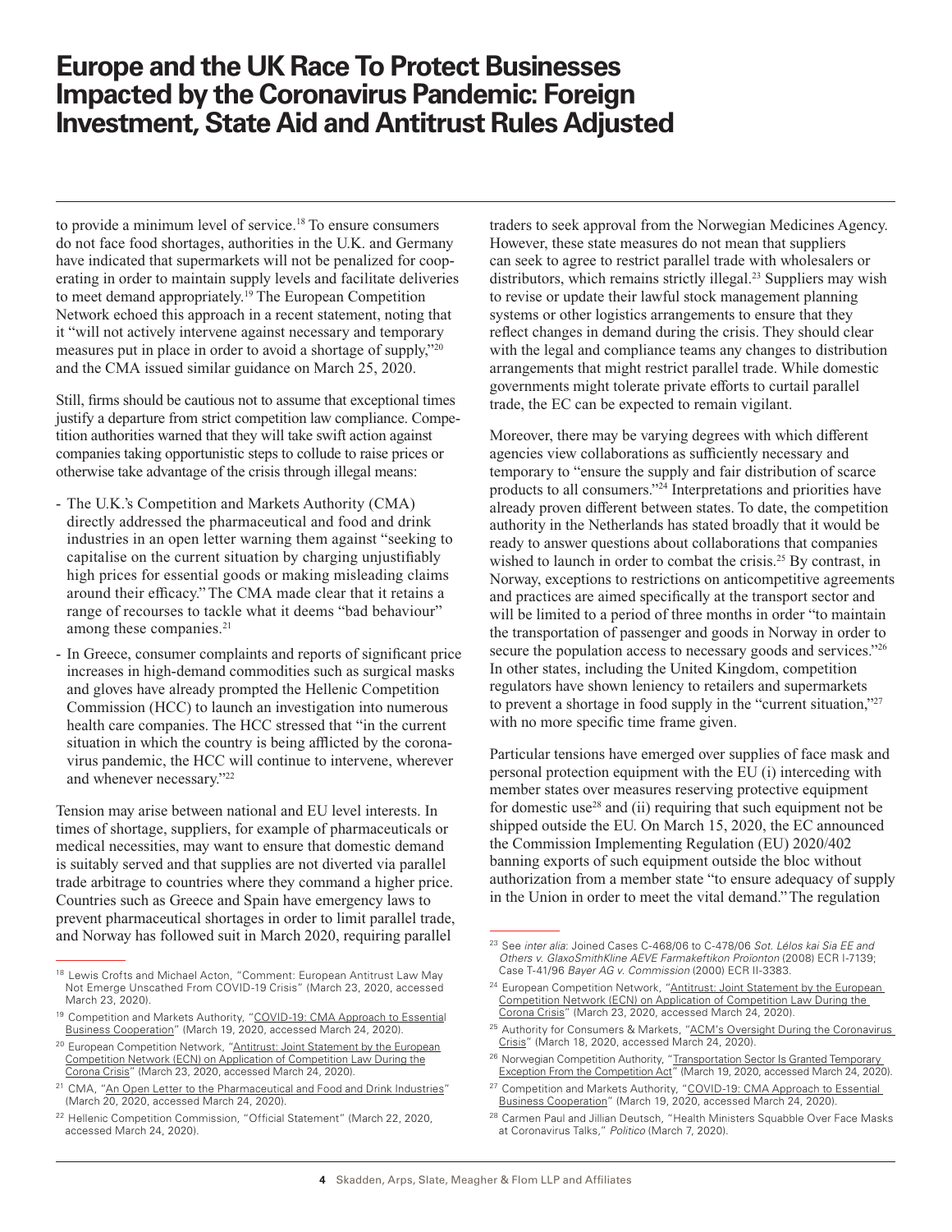to provide a minimum level of service.[18] To ensure consumers do not face food shortages, authorities in the U.K. and Germany have indicated that supermarkets will not be penalized for cooperating in order to maintain supply levels and facilitate deliveries to meet demand appropriately.[19] The European Competition Network echoed this approach in a recent statement, noting that it "will not actively intervene against necessary and temporary measures put in place in order to avoid a shortage of supply,"[20] and the CMA issued similar guidance on March 25, 2020.

Still, firms should be cautious not to assume that exceptional times justify a departure from strict competition law compliance. Competition authorities warned that they will take swift action against companies taking opportunistic steps to collude to raise prices or otherwise take advantage of the crisis through illegal means:

- The U.K.'s Competition and Markets Authority (CMA) directly addressed the pharmaceutical and food and drink industries in an open letter warning them against "seeking to capitalise on the current situation by charging unjustifiably high prices for essential goods or making misleading claims around their efficacy." The CMA made clear that it retains a range of recourses to tackle what it deems "bad behaviour" among these companies.[21]
- In Greece, consumer complaints and reports of significant price increases in high-demand commodities such as surgical masks and gloves have already prompted the Hellenic Competition Commission (HCC) to launch an investigation into numerous health care companies. The HCC stressed that "in the current situation in which the country is being afflicted by the coronavirus pandemic, the HCC will continue to intervene, wherever and whenever necessary."[22]

Tension may arise between national and EU level interests. In times of shortage, suppliers, for example of pharmaceuticals or medical necessities, may want to ensure that domestic demand is suitably served and that supplies are not diverted via parallel trade arbitrage to countries where they command a higher price. Countries such as Greece and Spain have emergency laws to prevent pharmaceutical shortages in order to limit parallel trade, and Norway has followed suit in March 2020, requiring parallel traders to seek approval from the Norwegian Medicines Agency. However, these state measures do not mean that suppliers can seek to agree to restrict parallel trade with wholesalers or distributors, which remains strictly illegal.[23] Suppliers may wish to revise or update their lawful stock management planning systems or other logistics arrangements to ensure that they reflect changes in demand during the crisis. They should clear with the legal and compliance teams any changes to distribution arrangements that might restrict parallel trade. While domestic governments might tolerate private efforts to curtail parallel trade, the EC can be expected to remain vigilant.

Moreover, there may be varying degrees with which different agencies view collaborations as sufficiently necessary and temporary to "ensure the supply and fair distribution of scarce products to all consumers."[24] Interpretations and priorities have already proven different between states. To date, the competition authority in the Netherlands has stated broadly that it would be ready to answer questions about collaborations that companies wished to launch in order to combat the crisis.[25] By contrast, in Norway, exceptions to restrictions on anticompetitive agreements and practices are aimed specifically at the transport sector and will be limited to a period of three months in order "to maintain the transportation of passenger and goods in Norway in order to secure the population access to necessary goods and services."[26] In other states, including the United Kingdom, competition regulators have shown leniency to retailers and supermarkets to prevent a shortage in food supply in the "current situation,"[27] with no more specific time frame given.

Particular tensions have emerged over supplies of face mask and personal protection equipment with the EU (i) interceding with member states over measures reserving protective equipment for domestic use[28] and (ii) requiring that such equipment not be shipped outside the EU. On March 15, 2020, the EC announced the Commission Implementing Regulation (EU) 2020/402 banning exports of such equipment outside the bloc without authorization from a member state "to ensure adequacy of supply in the Union in order to meet the vital demand." The regulation

---

[18] Lewis Crofts and Michael Acton, "Comment: European Antitrust Law May Not Emerge Unscathed From COVID-19 Crisis" (March 23, 2020, accessed March 23, 2020).

[19] Competition and Markets Authority, "COVID-19: CMA Approach to Essential Business Cooperation" (March 19, 2020, accessed March 24, 2020).

[20] European Competition Network, "Antitrust: Joint Statement by the European Competition Network (ECN) on Application of Competition Law During the Corona Crisis" (March 23, 2020, accessed March 24, 2020).

[21] CMA, "An Open Letter to the Pharmaceutical and Food and Drink Industries" (March 20, 2020, accessed March 24, 2020).

[22] Hellenic Competition Commission, "Official Statement" (March 22, 2020, accessed March 24, 2020).

[23] See *inter alia*: Joined Cases C-468/06 to C-478/06 *Sot. Lélos kai Sia EE and Others v. GlaxoSmithKline AEVE Farmakeftikon Proïonton* (2008) ECR I-7139; Case T-41/96 *Bayer AG v. Commission* (2000) ECR II-3383.

[24] European Competition Network, "Antitrust: Joint Statement by the European Competition Network (ECN) on Application of Competition Law During the Corona Crisis" (March 23, 2020, accessed March 24, 2020).

[25] Authority for Consumers & Markets, "ACM's Oversight During the Coronavirus Crisis" (March 18, 2020, accessed March 24, 2020).

[26] Norwegian Competition Authority, "Transportation Sector Is Granted Temporary Exception From the Competition Act" (March 19, 2020, accessed March 24, 2020).

[27] Competition and Markets Authority, "COVID-19: CMA Approach to Essential Business Cooperation" (March 19, 2020, accessed March 24, 2020).

[28] Carmen Paul and Jillian Deutsch, "Health Ministers Squabble Over Face Masks at Coronavirus Talks," *Politico* (March 7, 2020).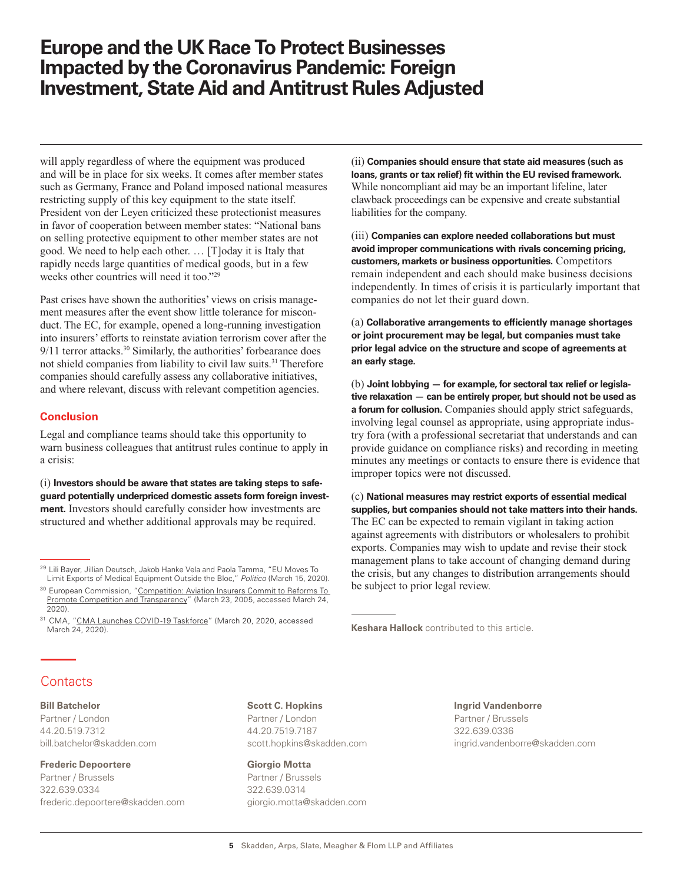will apply regardless of where the equipment was produced and will be in place for six weeks. It comes after member states such as Germany, France and Poland imposed national measures restricting supply of this key equipment to the state itself. President von der Leyen criticized these protectionist measures in favor of cooperation between member states: "National bans on selling protective equipment to other member states are not good. We need to help each other. … [T]oday it is Italy that rapidly needs large quantities of medical goods, but in a few weeks other countries will need it too."[29]

Past crises have shown the authorities' views on crisis management measures after the event show little tolerance for misconduct. The EC, for example, opened a long-running investigation into insurers' efforts to reinstate aviation terrorism cover after the 9/11 terror attacks.[30] Similarly, the authorities' forbearance does not shield companies from liability to civil law suits.[31] Therefore companies should carefully assess any collaborative initiatives, and where relevant, discuss with relevant competition agencies.

## Conclusion

Legal and compliance teams should take this opportunity to warn business colleagues that antitrust rules continue to apply in a crisis:

(i) **Investors should be aware that states are taking steps to safeguard potentially underpriced domestic assets form foreign investment.** Investors should carefully consider how investments are structured and whether additional approvals may be required.

(ii) **Companies should ensure that state aid measures (such as loans, grants or tax relief) fit within the EU revised framework.** While noncompliant aid may be an important lifeline, later clawback proceedings can be expensive and create substantial liabilities for the company.

(iii) **Companies can explore needed collaborations but must avoid improper communications with rivals concerning pricing, customers, markets or business opportunities.** Competitors remain independent and each should make business decisions independently. In times of crisis it is particularly important that companies do not let their guard down.

(a) **Collaborative arrangements to efficiently manage shortages or joint procurement may be legal, but companies must take prior legal advice on the structure and scope of agreements at an early stage.**

(b) **Joint lobbying — for example, for sectoral tax relief or legislative relaxation — can be entirely proper, but should not be used as a forum for collusion.** Companies should apply strict safeguards, involving legal counsel as appropriate, using appropriate industry fora (with a professional secretariat that understands and can provide guidance on compliance risks) and recording in meeting minutes any meetings or contacts to ensure there is evidence that improper topics were not discussed.

(c) **National measures may restrict exports of essential medical supplies, but companies should not take matters into their hands.** The EC can be expected to remain vigilant in taking action against agreements with distributors or wholesalers to prohibit exports. Companies may wish to update and revise their stock management plans to take account of changing demand during the crisis, but any changes to distribution arrangements should be subject to prior legal review.

**Keshara Hallock** contributed to this article.

[29] Lili Bayer, Jillian Deutsch, Jakob Hanke Vela and Paola Tamma, "EU Moves To Limit Exports of Medical Equipment Outside the Bloc," *Politico* (March 15, 2020).

[30] European Commission, "Competition: Aviation Insurers Commit to Reforms To Promote Competition and Transparency" (March 23, 2005, accessed March 24, 2020).

[31] CMA, "CMA Launches COVID-19 Taskforce" (March 20, 2020, accessed March 24, 2020).

## Contacts

**Bill Batchelor**
Partner / London
44.20.519.7312
bill.batchelor@skadden.com

**Frederic Depoortere**
Partner / Brussels
322.639.0334
frederic.depoortere@skadden.com

**Scott C. Hopkins**
Partner / London
44.20.7519.7187
scott.hopkins@skadden.com

**Giorgio Motta**
Partner / Brussels
322.639.0314
giorgio.motta@skadden.com

**Ingrid Vandenborre**
Partner / Brussels
322.639.0336
ingrid.vandenborre@skadden.com